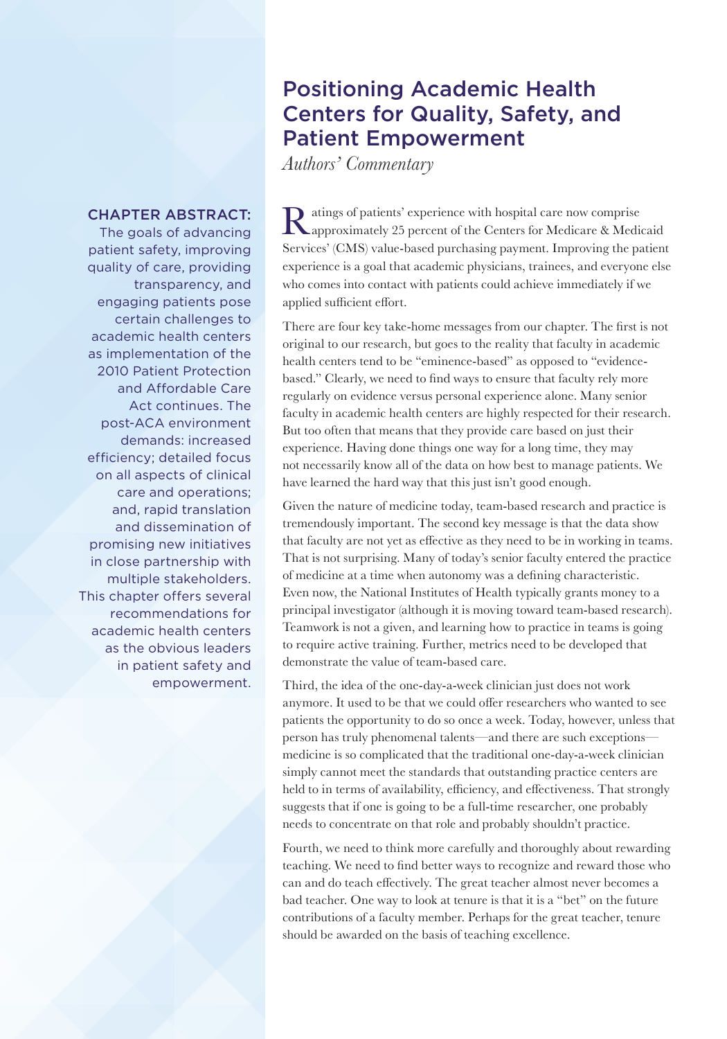# Positioning Academic Health Centers for Quality, Safety, and Patient Empowerment

*Authors' Commentary*

**CHAPTER ABSTRACT:** The goals of advancing patient safety, improving quality of care, providing transparency, and engaging patients pose certain challenges to academic health centers as implementation of the 2010 Patient Protection and Affordable Care Act continues. The post-ACA environment demands: increased efficiency; detailed focus on all aspects of clinical care and operations; and, rapid translation and dissemination of promising new initiatives in close partnership with multiple stakeholders. This chapter offers several recommendations for academic health centers as the obvious leaders in patient safety and empowerment.

Ratings of patients' experience with hospital care now comprise approximately 25 percent of the Centers for Medicare & Medicaid Services' (CMS) value-based purchasing payment. Improving the patient experience is a goal that academic physicians, trainees, and everyone else who comes into contact with patients could achieve immediately if we applied sufficient effort.

There are four key take-home messages from our chapter. The first is not original to our research, but goes to the reality that faculty in academic health centers tend to be "eminence-based" as opposed to "evidence-based." Clearly, we need to find ways to ensure that faculty rely more regularly on evidence versus personal experience alone. Many senior faculty in academic health centers are highly respected for their research. But too often that means that they provide care based on just their experience. Having done things one way for a long time, they may not necessarily know all of the data on how best to manage patients. We have learned the hard way that this just isn't good enough.

Given the nature of medicine today, team-based research and practice is tremendously important. The second key message is that the data show that faculty are not yet as effective as they need to be in working in teams. That is not surprising. Many of today's senior faculty entered the practice of medicine at a time when autonomy was a defining characteristic. Even now, the National Institutes of Health typically grants money to a principal investigator (although it is moving toward team-based research). Teamwork is not a given, and learning how to practice in teams is going to require active training. Further, metrics need to be developed that demonstrate the value of team-based care.

Third, the idea of the one-day-a-week clinician just does not work anymore. It used to be that we could offer researchers who wanted to see patients the opportunity to do so once a week. Today, however, unless that person has truly phenomenal talents—and there are such exceptions—medicine is so complicated that the traditional one-day-a-week clinician simply cannot meet the standards that outstanding practice centers are held to in terms of availability, efficiency, and effectiveness. That strongly suggests that if one is going to be a full-time researcher, one probably needs to concentrate on that role and probably shouldn't practice.

Fourth, we need to think more carefully and thoroughly about rewarding teaching. We need to find better ways to recognize and reward those who can and do teach effectively. The great teacher almost never becomes a bad teacher. One way to look at tenure is that it is a "bet" on the future contributions of a faculty member. Perhaps for the great teacher, tenure should be awarded on the basis of teaching excellence.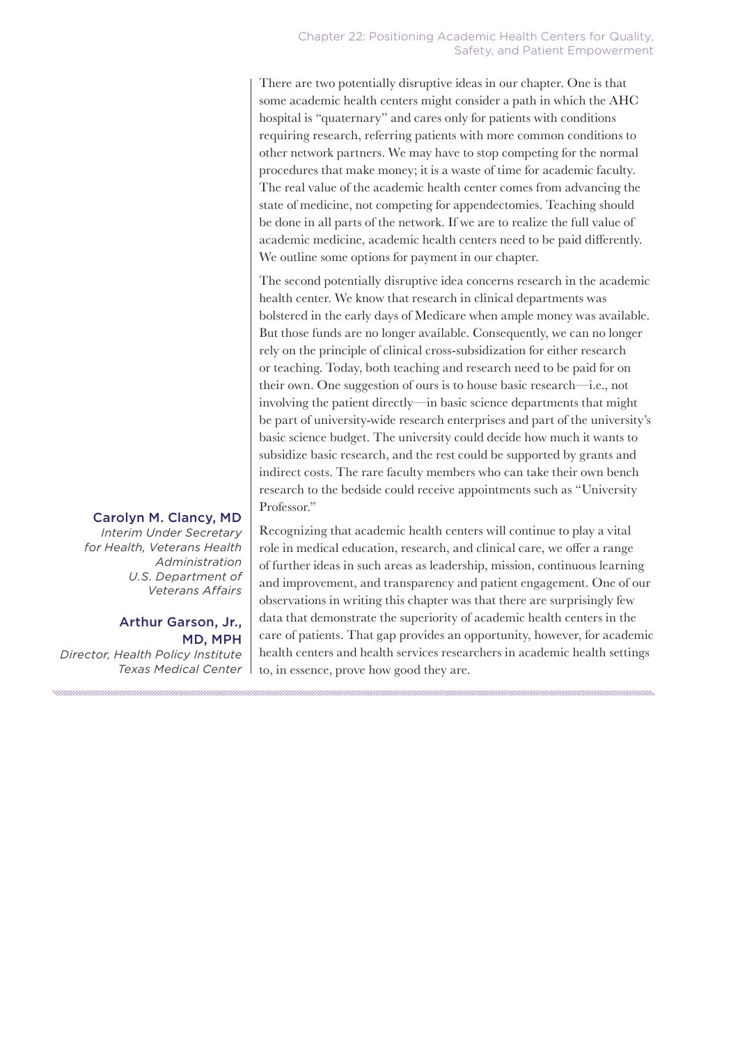There are two potentially disruptive ideas in our chapter. One is that some academic health centers might consider a path in which the AHC hospital is "quaternary" and cares only for patients with conditions requiring research, referring patients with more common conditions to other network partners. We may have to stop competing for the normal procedures that make money; it is a waste of time for academic faculty. The real value of the academic health center comes from advancing the state of medicine, not competing for appendectomies. Teaching should be done in all parts of the network. If we are to realize the full value of academic medicine, academic health centers need to be paid differently. We outline some options for payment in our chapter.

The second potentially disruptive idea concerns research in the academic health center. We know that research in clinical departments was bolstered in the early days of Medicare when ample money was available. But those funds are no longer available. Consequently, we can no longer rely on the principle of clinical cross-subsidization for either research or teaching. Today, both teaching and research need to be paid for on their own. One suggestion of ours is to house basic research—i.e., not involving the patient directly—in basic science departments that might be part of university-wide research enterprises and part of the university's basic science budget. The university could decide how much it wants to subsidize basic research, and the rest could be supported by grants and indirect costs. The rare faculty members who can take their own bench research to the bedside could receive appointments such as "University Professor."

Recognizing that academic health centers will continue to play a vital role in medical education, research, and clinical care, we offer a range of further ideas in such areas as leadership, mission, continuous learning and improvement, and transparency and patient engagement. One of our observations in writing this chapter was that there are surprisingly few data that demonstrate the superiority of academic health centers in the care of patients. That gap provides an opportunity, however, for academic health centers and health services researchers in academic health settings to, in essence, prove how good they are.

**Carolyn M. Clancy, MD**
*Interim Under Secretary for Health, Veterans Health Administration*
*U.S. Department of Veterans Affairs*

**Arthur Garson, Jr., MD, MPH**
*Director, Health Policy Institute*
*Texas Medical Center*